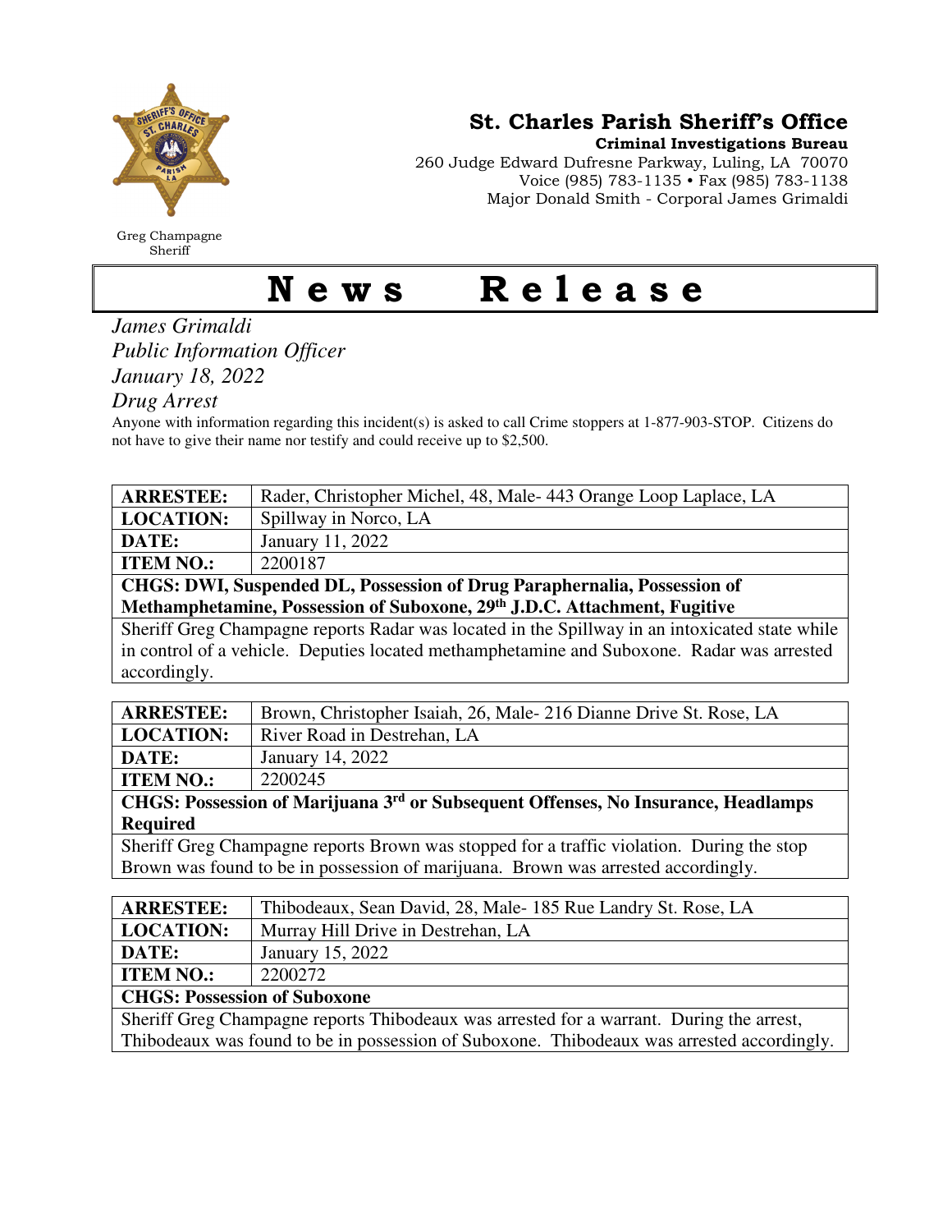Greg Champagne
Sheriff

## St. Charles Parish Sheriff's Office

**Criminal Investigations Bureau**
260 Judge Edward Dufresne Parkway, Luling, LA 70070
Voice (985) 783-1135 • Fax (985) 783-1138
Major Donald Smith - Corporal James Grimaldi

# News Release

*James Grimaldi*
*Public Information Officer*
*January 18, 2022*
*Drug Arrest*

Anyone with information regarding this incident(s) is asked to call Crime stoppers at 1-877-903-STOP. Citizens do not have to give their name nor testify and could receive up to $2,500.

| | |
|---|---|
| **ARRESTEE:** | Rader, Christopher Michel, 48, Male- 443 Orange Loop Laplace, LA |
| **LOCATION:** | Spillway in Norco, LA |
| **DATE:** | January 11, 2022 |
| **ITEM NO.:** | 2200187 |
| **CHGS: DWI, Suspended DL, Possession of Drug Paraphernalia, Possession of Methamphetamine, Possession of Suboxone, 29th J.D.C. Attachment, Fugitive** | |
| Sheriff Greg Champagne reports Radar was located in the Spillway in an intoxicated state while in control of a vehicle. Deputies located methamphetamine and Suboxone. Radar was arrested accordingly. | |

| | |
|---|---|
| **ARRESTEE:** | Brown, Christopher Isaiah, 26, Male- 216 Dianne Drive St. Rose, LA |
| **LOCATION:** | River Road in Destrehan, LA |
| **DATE:** | January 14, 2022 |
| **ITEM NO.:** | 2200245 |
| **CHGS: Possession of Marijuana 3rd or Subsequent Offenses, No Insurance, Headlamps Required** | |
| Sheriff Greg Champagne reports Brown was stopped for a traffic violation. During the stop Brown was found to be in possession of marijuana. Brown was arrested accordingly. | |

| | |
|---|---|
| **ARRESTEE:** | Thibodeaux, Sean David, 28, Male- 185 Rue Landry St. Rose, LA |
| **LOCATION:** | Murray Hill Drive in Destrehan, LA |
| **DATE:** | January 15, 2022 |
| **ITEM NO.:** | 2200272 |
| **CHGS: Possession of Suboxone** | |
| Sheriff Greg Champagne reports Thibodeaux was arrested for a warrant. During the arrest, Thibodeaux was found to be in possession of Suboxone. Thibodeaux was arrested accordingly. | |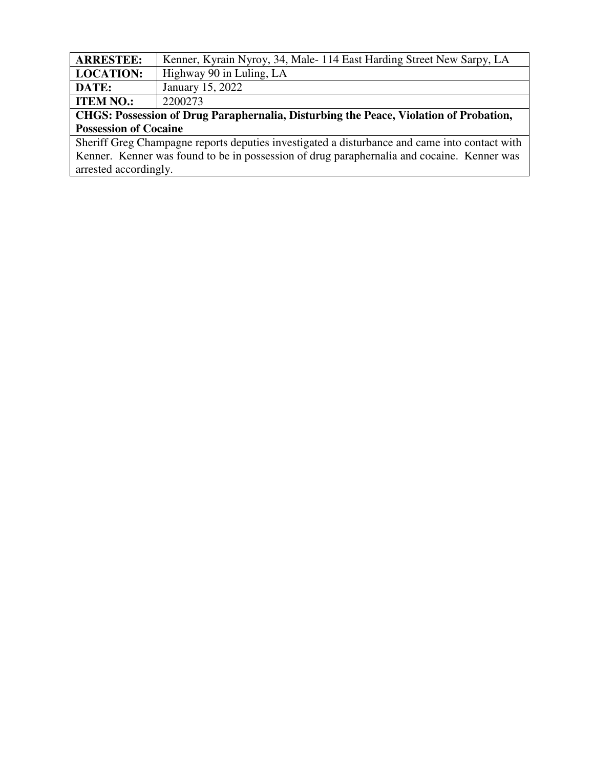| | |
|---|---|
| **ARRESTEE:** | Kenner, Kyrain Nyroy, 34, Male- 114 East Harding Street New Sarpy, LA |
| **LOCATION:** | Highway 90 in Luling, LA |
| **DATE:** | January 15, 2022 |
| **ITEM NO.:** | 2200273 |
| **CHGS: Possession of Drug Paraphernalia, Disturbing the Peace, Violation of Probation, Possession of Cocaine** | |
| Sheriff Greg Champagne reports deputies investigated a disturbance and came into contact with Kenner. Kenner was found to be in possession of drug paraphernalia and cocaine. Kenner was arrested accordingly. | |